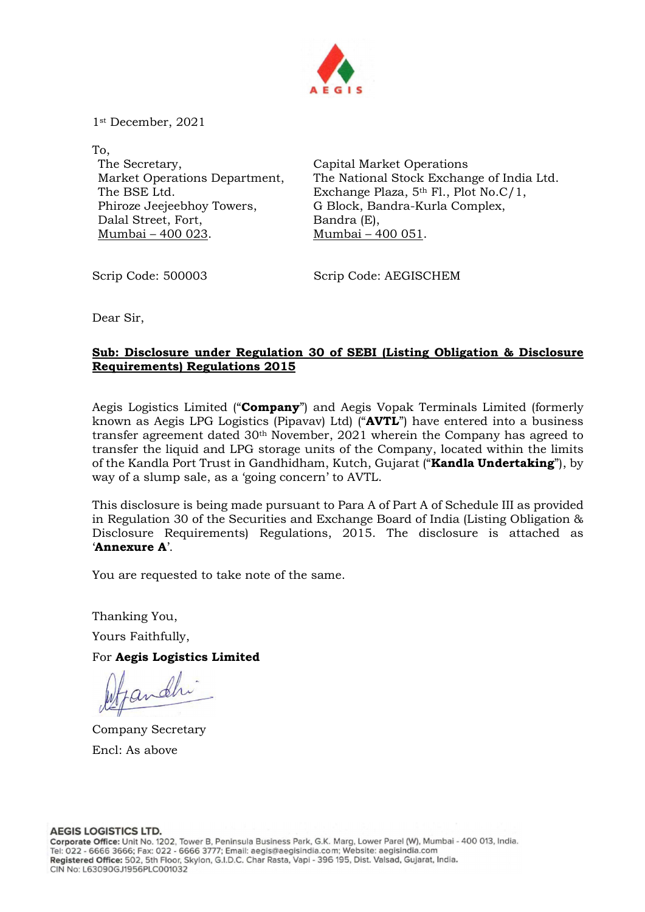AEGIS

1st December, 2021

To,

The Secretary,
Market Operations Department,
The BSE Ltd.
Phiroze Jeejeebhoy Towers,
Dalal Street, Fort,
Mumbai – 400 023.

Capital Market Operations
The National Stock Exchange of India Ltd.
Exchange Plaza, 5th Fl., Plot No.C/1,
G Block, Bandra-Kurla Complex,
Bandra (E),
Mumbai – 400 051.

Scrip Code: 500003

Scrip Code: AEGISCHEM

Dear Sir,

**Sub: Disclosure under Regulation 30 of SEBI (Listing Obligation & Disclosure Requirements) Regulations 2015**

Aegis Logistics Limited ("**Company**") and Aegis Vopak Terminals Limited (formerly known as Aegis LPG Logistics (Pipavav) Ltd) ("**AVTL**") have entered into a business transfer agreement dated 30th November, 2021 wherein the Company has agreed to transfer the liquid and LPG storage units of the Company, located within the limits of the Kandla Port Trust in Gandhidham, Kutch, Gujarat ("**Kandla Undertaking**"), by way of a slump sale, as a 'going concern' to AVTL.

This disclosure is being made pursuant to Para A of Part A of Schedule III as provided in Regulation 30 of the Securities and Exchange Board of India (Listing Obligation & Disclosure Requirements) Regulations, 2015. The disclosure is attached as '**Annexure A**'.

You are requested to take note of the same.

Thanking You,

Yours Faithfully,

For **Aegis Logistics Limited**

Company Secretary

Encl: As above

**AEGIS LOGISTICS LTD.**
**Corporate Office:** Unit No. 1202, Tower B, Peninsula Business Park, G.K. Marg, Lower Parel (W), Mumbai - 400 013, India.
Tel: 022 - 6666 3666; Fax: 022 - 6666 3777; Email: aegis@aegisindia.com; Website: aegisindia.com
**Registered Office:** 502, 5th Floor, Skylon, G.I.D.C. Char Rasta, Vapi - 396 195, Dist. Valsad, Gujarat, India.
CIN No: L63090GJ1956PLC001032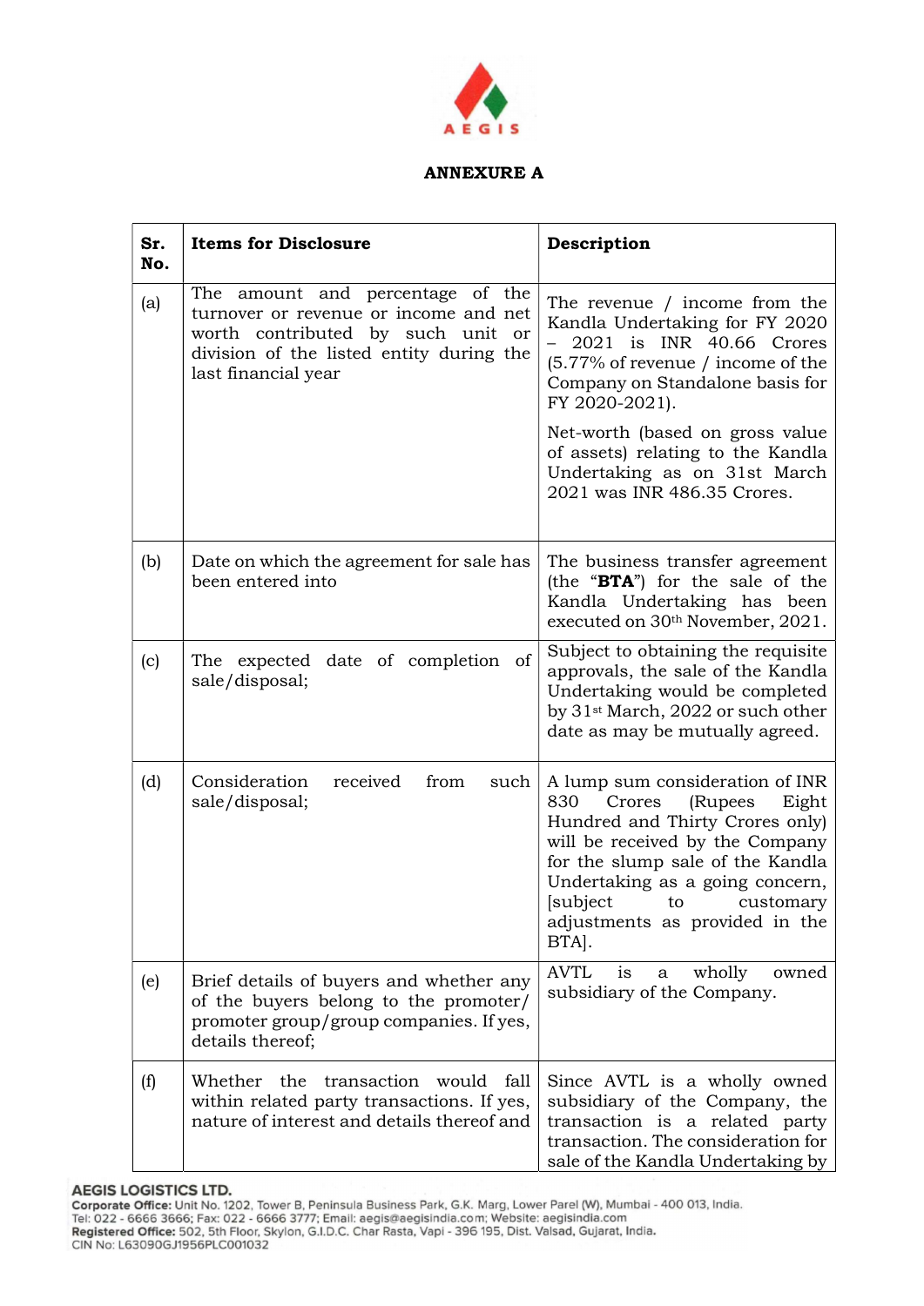## ANNEXURE A

| Sr. No. | Items for Disclosure | Description |
|---|---|---|
| (a) | The amount and percentage of the turnover or revenue or income and net worth contributed by such unit or division of the listed entity during the last financial year | The revenue / income from the Kandla Undertaking for FY 2020 – 2021 is INR 40.66 Crores (5.77% of revenue / income of the Company on Standalone basis for FY 2020-2021).<br><br>Net-worth (based on gross value of assets) relating to the Kandla Undertaking as on 31st March 2021 was INR 486.35 Crores. |
| (b) | Date on which the agreement for sale has been entered into | The business transfer agreement (the "**BTA**") for the sale of the Kandla Undertaking has been executed on 30th November, 2021. |
| (c) | The expected date of completion of sale/disposal; | Subject to obtaining the requisite approvals, the sale of the Kandla Undertaking would be completed by 31st March, 2022 or such other date as may be mutually agreed. |
| (d) | Consideration received from such sale/disposal; | A lump sum consideration of INR 830 Crores (Rupees Eight Hundred and Thirty Crores only) will be received by the Company for the slump sale of the Kandla Undertaking as a going concern, [subject to customary adjustments as provided in the BTA]. |
| (e) | Brief details of buyers and whether any of the buyers belong to the promoter/ promoter group/group companies. If yes, details thereof; | AVTL is a wholly owned subsidiary of the Company. |
| (f) | Whether the transaction would fall within related party transactions. If yes, nature of interest and details thereof and | Since AVTL is a wholly owned subsidiary of the Company, the transaction is a related party transaction. The consideration for sale of the Kandla Undertaking by |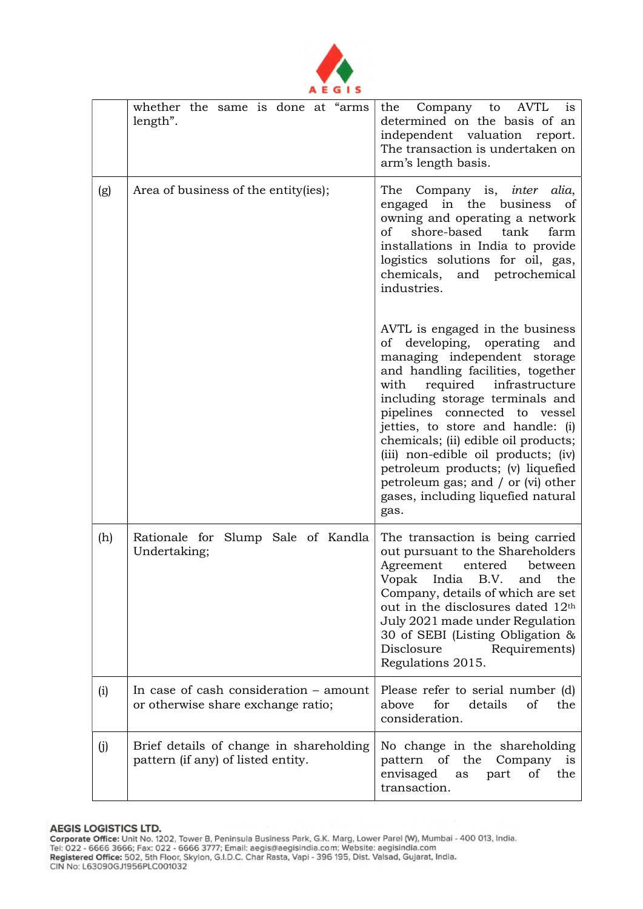| | | |
|---|---|---|
| | whether the same is done at "arms length". | the Company to AVTL is determined on the basis of an independent valuation report. The transaction is undertaken on arm's length basis. |
| (g) | Area of business of the entity(ies); | The Company is, *inter alia*, engaged in the business of owning and operating a network of shore-based tank farm installations in India to provide logistics solutions for oil, gas, chemicals, and petrochemical industries.<br><br>AVTL is engaged in the business of developing, operating and managing independent storage and handling facilities, together with required infrastructure including storage terminals and pipelines connected to vessel jetties, to store and handle: (i) chemicals; (ii) edible oil products; (iii) non-edible oil products; (iv) petroleum products; (v) liquefied petroleum gas; and / or (vi) other gases, including liquefied natural gas. |
| (h) | Rationale for Slump Sale of Kandla Undertaking; | The transaction is being carried out pursuant to the Shareholders Agreement entered between Vopak India B.V. and the Company, details of which are set out in the disclosures dated 12th July 2021 made under Regulation 30 of SEBI (Listing Obligation & Disclosure Requirements) Regulations 2015. |
| (i) | In case of cash consideration – amount or otherwise share exchange ratio; | Please refer to serial number (d) above for details of the consideration. |
| (j) | Brief details of change in shareholding pattern (if any) of listed entity. | No change in the shareholding pattern of the Company is envisaged as part of the transaction. |